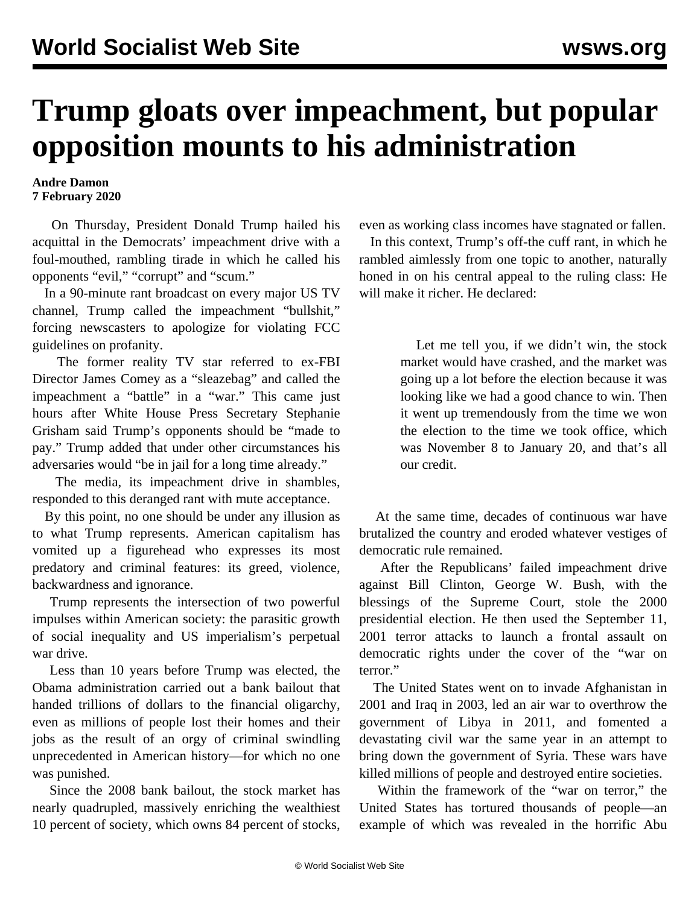# Trump gloats over impeachment, but popular opposition mounts to his administration

**Andre Damon**
**7 February 2020**

On Thursday, President Donald Trump hailed his acquittal in the Democrats' impeachment drive with a foul-mouthed, rambling tirade in which he called his opponents "evil," "corrupt" and "scum."

In a 90-minute rant broadcast on every major US TV channel, Trump called the impeachment "bullshit," forcing newscasters to apologize for violating FCC guidelines on profanity.

The former reality TV star referred to ex-FBI Director James Comey as a "sleazebag" and called the impeachment a "battle" in a "war." This came just hours after White House Press Secretary Stephanie Grisham said Trump's opponents should be "made to pay." Trump added that under other circumstances his adversaries would "be in jail for a long time already."

The media, its impeachment drive in shambles, responded to this deranged rant with mute acceptance.

By this point, no one should be under any illusion as to what Trump represents. American capitalism has vomited up a figurehead who expresses its most predatory and criminal features: its greed, violence, backwardness and ignorance.

Trump represents the intersection of two powerful impulses within American society: the parasitic growth of social inequality and US imperialism's perpetual war drive.

Less than 10 years before Trump was elected, the Obama administration carried out a bank bailout that handed trillions of dollars to the financial oligarchy, even as millions of people lost their homes and their jobs as the result of an orgy of criminal swindling unprecedented in American history—for which no one was punished.

Since the 2008 bank bailout, the stock market has nearly quadrupled, massively enriching the wealthiest 10 percent of society, which owns 84 percent of stocks, even as working class incomes have stagnated or fallen.

In this context, Trump's off-the cuff rant, in which he rambled aimlessly from one topic to another, naturally honed in on his central appeal to the ruling class: He will make it richer. He declared:

> Let me tell you, if we didn't win, the stock market would have crashed, and the market was going up a lot before the election because it was looking like we had a good chance to win. Then it went up tremendously from the time we won the election to the time we took office, which was November 8 to January 20, and that's all our credit.

At the same time, decades of continuous war have brutalized the country and eroded whatever vestiges of democratic rule remained.

After the Republicans' failed impeachment drive against Bill Clinton, George W. Bush, with the blessings of the Supreme Court, stole the 2000 presidential election. He then used the September 11, 2001 terror attacks to launch a frontal assault on democratic rights under the cover of the "war on terror."

The United States went on to invade Afghanistan in 2001 and Iraq in 2003, led an air war to overthrow the government of Libya in 2011, and fomented a devastating civil war the same year in an attempt to bring down the government of Syria. These wars have killed millions of people and destroyed entire societies.

Within the framework of the "war on terror," the United States has tortured thousands of people—an example of which was revealed in the horrific Abu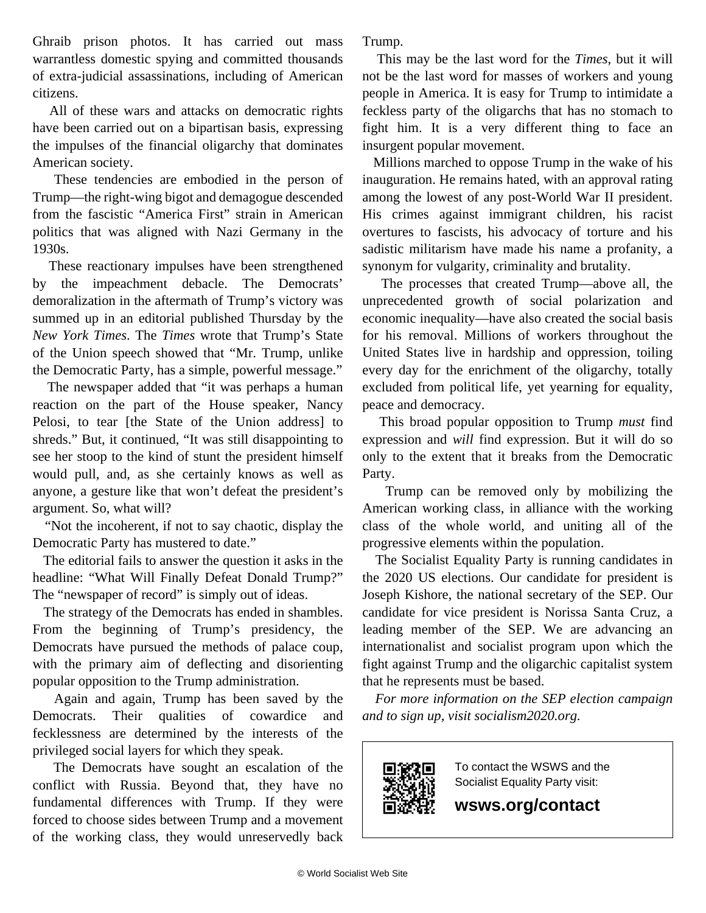Ghraib prison photos. It has carried out mass warrantless domestic spying and committed thousands of extra-judicial assassinations, including of American citizens.

All of these wars and attacks on democratic rights have been carried out on a bipartisan basis, expressing the impulses of the financial oligarchy that dominates American society.

These tendencies are embodied in the person of Trump—the right-wing bigot and demagogue descended from the fascistic "America First" strain in American politics that was aligned with Nazi Germany in the 1930s.

These reactionary impulses have been strengthened by the impeachment debacle. The Democrats' demoralization in the aftermath of Trump's victory was summed up in an editorial published Thursday by the *New York Times*. The *Times* wrote that Trump's State of the Union speech showed that "Mr. Trump, unlike the Democratic Party, has a simple, powerful message."

The newspaper added that "it was perhaps a human reaction on the part of the House speaker, Nancy Pelosi, to tear [the State of the Union address] to shreds." But, it continued, "It was still disappointing to see her stoop to the kind of stunt the president himself would pull, and, as she certainly knows as well as anyone, a gesture like that won't defeat the president's argument. So, what will?

"Not the incoherent, if not to say chaotic, display the Democratic Party has mustered to date."

The editorial fails to answer the question it asks in the headline: "What Will Finally Defeat Donald Trump?" The "newspaper of record" is simply out of ideas.

The strategy of the Democrats has ended in shambles. From the beginning of Trump's presidency, the Democrats have pursued the methods of palace coup, with the primary aim of deflecting and disorienting popular opposition to the Trump administration.

Again and again, Trump has been saved by the Democrats. Their qualities of cowardice and fecklessness are determined by the interests of the privileged social layers for which they speak.

The Democrats have sought an escalation of the conflict with Russia. Beyond that, they have no fundamental differences with Trump. If they were forced to choose sides between Trump and a movement of the working class, they would unreservedly back Trump.

This may be the last word for the *Times*, but it will not be the last word for masses of workers and young people in America. It is easy for Trump to intimidate a feckless party of the oligarchs that has no stomach to fight him. It is a very different thing to face an insurgent popular movement.

Millions marched to oppose Trump in the wake of his inauguration. He remains hated, with an approval rating among the lowest of any post-World War II president. His crimes against immigrant children, his racist overtures to fascists, his advocacy of torture and his sadistic militarism have made his name a profanity, a synonym for vulgarity, criminality and brutality.

The processes that created Trump—above all, the unprecedented growth of social polarization and economic inequality—have also created the social basis for his removal. Millions of workers throughout the United States live in hardship and oppression, toiling every day for the enrichment of the oligarchy, totally excluded from political life, yet yearning for equality, peace and democracy.

This broad popular opposition to Trump *must* find expression and *will* find expression. But it will do so only to the extent that it breaks from the Democratic Party.

Trump can be removed only by mobilizing the American working class, in alliance with the working class of the whole world, and uniting all of the progressive elements within the population.

The Socialist Equality Party is running candidates in the 2020 US elections. Our candidate for president is Joseph Kishore, the national secretary of the SEP. Our candidate for vice president is Norissa Santa Cruz, a leading member of the SEP. We are advancing an internationalist and socialist program upon which the fight against Trump and the oligarchic capitalist system that he represents must be based.

*For more information on the SEP election campaign and to sign up, visit socialism2020.org.*

To contact the WSWS and the Socialist Equality Party visit:

**wsws.org/contact**